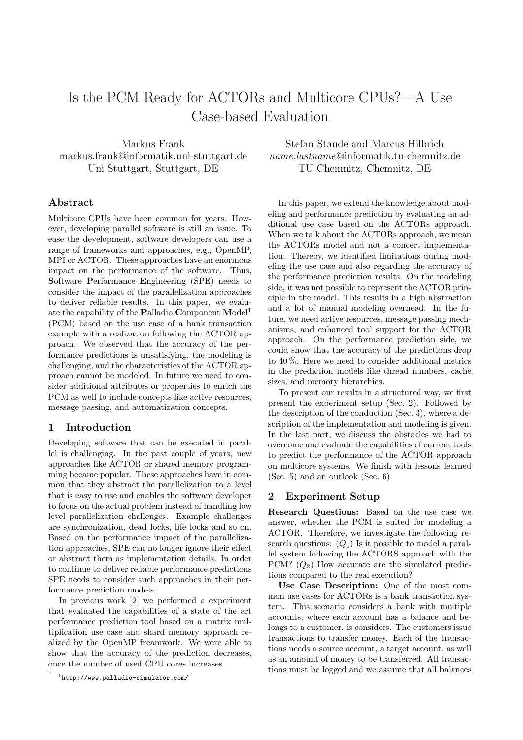# Is the PCM Ready for ACTORs and Multicore CPUs?—A Use Case-based Evaluation

Markus Frank
markus.frank@informatik.uni-stuttgart.de
Uni Stuttgart, Stuttgart, DE

Stefan Staude and Marcus Hilbrich
*name.lastname*@informatik.tu-chemnitz.de
TU Chemnitz, Chemnitz, DE

## Abstract

Multicore CPUs have been common for years. However, developing parallel software is still an issue. To ease the development, software developers can use a range of frameworks and approaches, e.g., OpenMP, MPI or ACTOR. These approaches have an enormous impact on the performance of the software. Thus, **S**oftware **P**erformance **E**ngineering (SPE) needs to consider the impact of the parallelization approaches to deliver reliable results. In this paper, we evaluate the capability of the **P**alladio **C**omponent **M**odel[1] (PCM) based on the use case of a bank transaction example with a realization following the ACTOR approach. We observed that the accuracy of the performance predictions is unsatisfying, the modeling is challenging, and the characteristics of the ACTOR approach cannot be modeled. In future we need to consider additional attributes or properties to enrich the PCM as well to include concepts like active resources, message passing, and automatization concepts.

## 1 Introduction

Developing software that can be executed in parallel is challenging. In the past couple of years, new approaches like ACTOR or shared memory programming became popular. These approaches have in common that they abstract the parallelization to a level that is easy to use and enables the software developer to focus on the actual problem instead of handling low level parallelization challenges. Example challenges are synchronization, dead locks, life locks and so on. Based on the performance impact of the parallelization approaches, SPE can no longer ignore their effect or abstract them as implementation details. In order to continue to deliver reliable performance predictions SPE needs to consider such approaches in their performance prediction models.

In previous work [2] we performed a experiment that evaluated the capabilities of a state of the art performance prediction tool based on a matrix multiplication use case and shard memory approach realized by the OpenMP freamwork. We were able to show that the accuracy of the prediction decreases, once the number of used CPU cores increases.

In this paper, we extend the knowledge about modeling and performance prediction by evaluating an additional use case based on the ACTORs approach. When we talk about the ACTORs approach, we mean the ACTORs model and not a concert implementation. Thereby, we identified limitations during modeling the use case and also regarding the accuracy of the performance prediction results. On the modeling side, it was not possible to represent the ACTOR principle in the model. This results in a high abstraction and a lot of manual modeling overhead. In the future, we need active resources, message passing mechanisms, and enhanced tool support for the ACTOR approach. On the performance prediction side, we could show that the accuracy of the predictions drop to 40 %. Here we need to consider additional metrics in the prediction models like thread numbers, cache sizes, and memory hierarchies.

To present our results in a structured way, we first present the experiment setup (Sec. 2). Followed by the description of the conduction (Sec. 3), where a description of the implementation and modeling is given. In the last part, we discuss the obstacles we had to overcome and evaluate the capabilities of current tools to predict the performance of the ACTOR approach on multicore systems. We finish with lessons learned (Sec. 5) and an outlook (Sec. 6).

## 2 Experiment Setup

**Research Questions:** Based on the use case we answer, whether the PCM is suited for modeling a ACTOR. Therefore, we investigate the following research questions: ($Q_1$) Is it possible to model a parallel system following the ACTORS approach with the PCM? ($Q_2$) How accurate are the simulated predictions compared to the real execution?

**Use Case Description:** One of the most common use cases for ACTORs is a bank transaction system. This scenario considers a bank with multiple accounts, where each account has a balance and belongs to a customer, is considers. The customers issue transactions to transfer money. Each of the transactions needs a source account, a target account, as well as an amount of money to be transferred. All transactions must be logged and we assume that all balances

[1] http://www.palladio-simulator.com/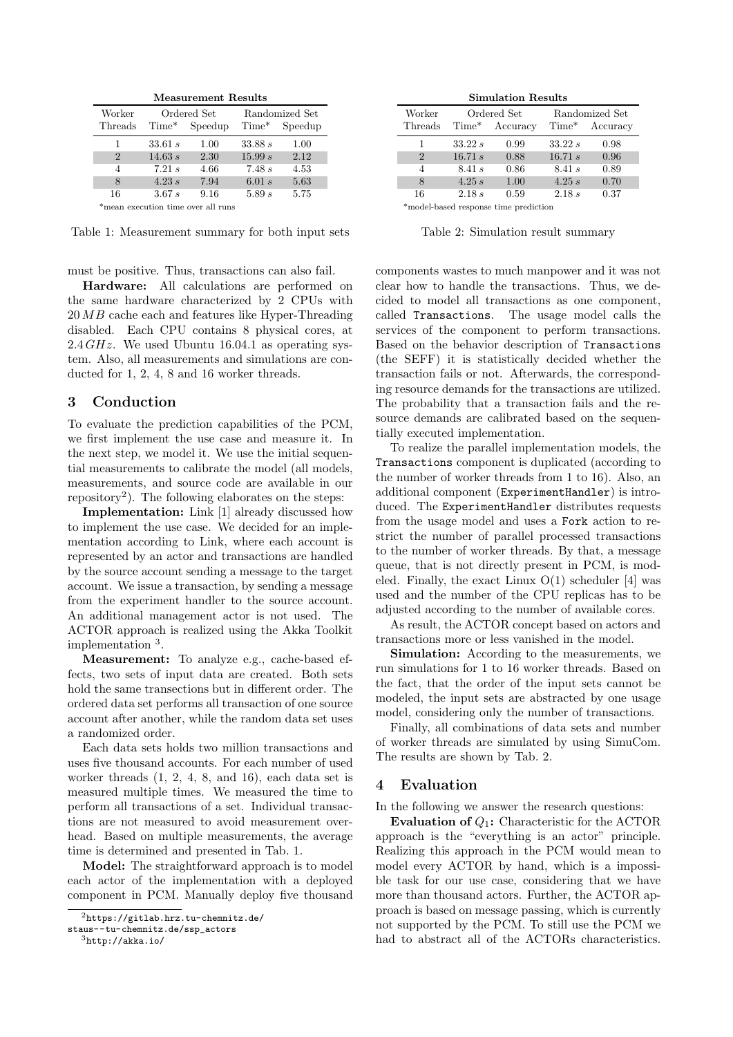**Measurement Results**

| Worker Threads | Ordered Set | | Randomized Set | |
|---|---|---|---|---|
| | Time* | Speedup | Time* | Speedup |
| 1 | 33.61 $s$ | 1.00 | 33.88 $s$ | 1.00 |
| 2 | 14.63 $s$ | 2.30 | 15.99 $s$ | 2.12 |
| 4 | 7.21 $s$ | 4.66 | 7.48 $s$ | 4.53 |
| 8 | 4.23 $s$ | 7.94 | 6.01 $s$ | 5.63 |
| 16 | 3.67 $s$ | 9.16 | 5.89 $s$ | 5.75 |

*mean execution time over all runs

Table 1: Measurement summary for both input sets

**Simulation Results**

| Worker Threads | Ordered Set | | Randomized Set | |
|---|---|---|---|---|
| | Time* | Accuracy | Time* | Accuracy |
| 1 | 33.22 $s$ | 0.99 | 33.22 $s$ | 0.98 |
| 2 | 16.71 $s$ | 0.88 | 16.71 $s$ | 0.96 |
| 4 | 8.41 $s$ | 0.86 | 8.41 $s$ | 0.89 |
| 8 | 4.25 $s$ | 1.00 | 4.25 $s$ | 0.70 |
| 16 | 2.18 $s$ | 0.59 | 2.18 $s$ | 0.37 |

*model-based response time prediction

Table 2: Simulation result summary

must be positive. Thus, transactions can also fail.

**Hardware:** All calculations are performed on the same hardware characterized by 2 CPUs with $20\,MB$ cache each and features like Hyper-Threading disabled. Each CPU contains 8 physical cores, at $2.4\,GHz$. We used Ubuntu 16.04.1 as operating system. Also, all measurements and simulations are conducted for 1, 2, 4, 8 and 16 worker threads.

## 3 Conduction

To evaluate the prediction capabilities of the PCM, we first implement the use case and measure it. In the next step, we model it. We use the initial sequential measurements to calibrate the model (all models, measurements, and source code are available in our repository[2]). The following elaborates on the steps:

**Implementation:** Link [1] already discussed how to implement the use case. We decided for an implementation according to Link, where each account is represented by an actor and transactions are handled by the source account sending a message to the target account. We issue a transaction, by sending a message from the experiment handler to the source account. An additional management actor is not used. The ACTOR approach is realized using the Akka Toolkit implementation [3].

**Measurement:** To analyze e.g., cache-based effects, two sets of input data are created. Both sets hold the same transections but in different order. The ordered data set performs all transaction of one source account after another, while the random data set uses a randomized order.

Each data sets holds two million transactions and uses five thousand accounts. For each number of used worker threads (1, 2, 4, 8, and 16), each data set is measured multiple times. We measured the time to perform all transactions of a set. Individual transactions are not measured to avoid measurement overhead. Based on multiple measurements, the average time is determined and presented in Tab. 1.

**Model:** The straightforward approach is to model each actor of the implementation with a deployed component in PCM. Manually deploy five thousand components wastes to much manpower and it was not clear how to handle the transactions. Thus, we decided to model all transactions as one component, called `Transactions`. The usage model calls the services of the component to perform transactions. Based on the behavior description of `Transactions` (the SEFF) it is statistically decided whether the transaction fails or not. Afterwards, the corresponding resource demands for the transactions are utilized. The probability that a transaction fails and the resource demands are calibrated based on the sequentially executed implementation.

To realize the parallel implementation models, the `Transactions` component is duplicated (according to the number of worker threads from 1 to 16). Also, an additional component (`ExperimentHandler`) is introduced. The `ExperimentHandler` distributes requests from the usage model and uses a `Fork` action to restrict the number of parallel processed transactions to the number of worker threads. By that, a message queue, that is not directly present in PCM, is modeled. Finally, the exact Linux O(1) scheduler [4] was used and the number of the CPU replicas has to be adjusted according to the number of available cores.

As result, the ACTOR concept based on actors and transactions more or less vanished in the model.

**Simulation:** According to the measurements, we run simulations for 1 to 16 worker threads. Based on the fact, that the order of the input sets cannot be modeled, the input sets are abstracted by one usage model, considering only the number of transactions.

Finally, all combinations of data sets and number of worker threads are simulated by using SimuCom. The results are shown by Tab. 2.

## 4 Evaluation

In the following we answer the research questions:

**Evaluation of $Q_1$:** Characteristic for the ACTOR approach is the "everything is an actor" principle. Realizing this approach in the PCM would mean to model every ACTOR by hand, which is a impossible task for our use case, considering that we have more than thousand actors. Further, the ACTOR approach is based on message passing, which is currently not supported by the PCM. To still use the PCM we had to abstract all of the ACTORs characteristics.

[2] https://gitlab.hrz.tu-chemnitz.de/staus--tu-chemnitz.de/ssp_actors

[3] http://akka.io/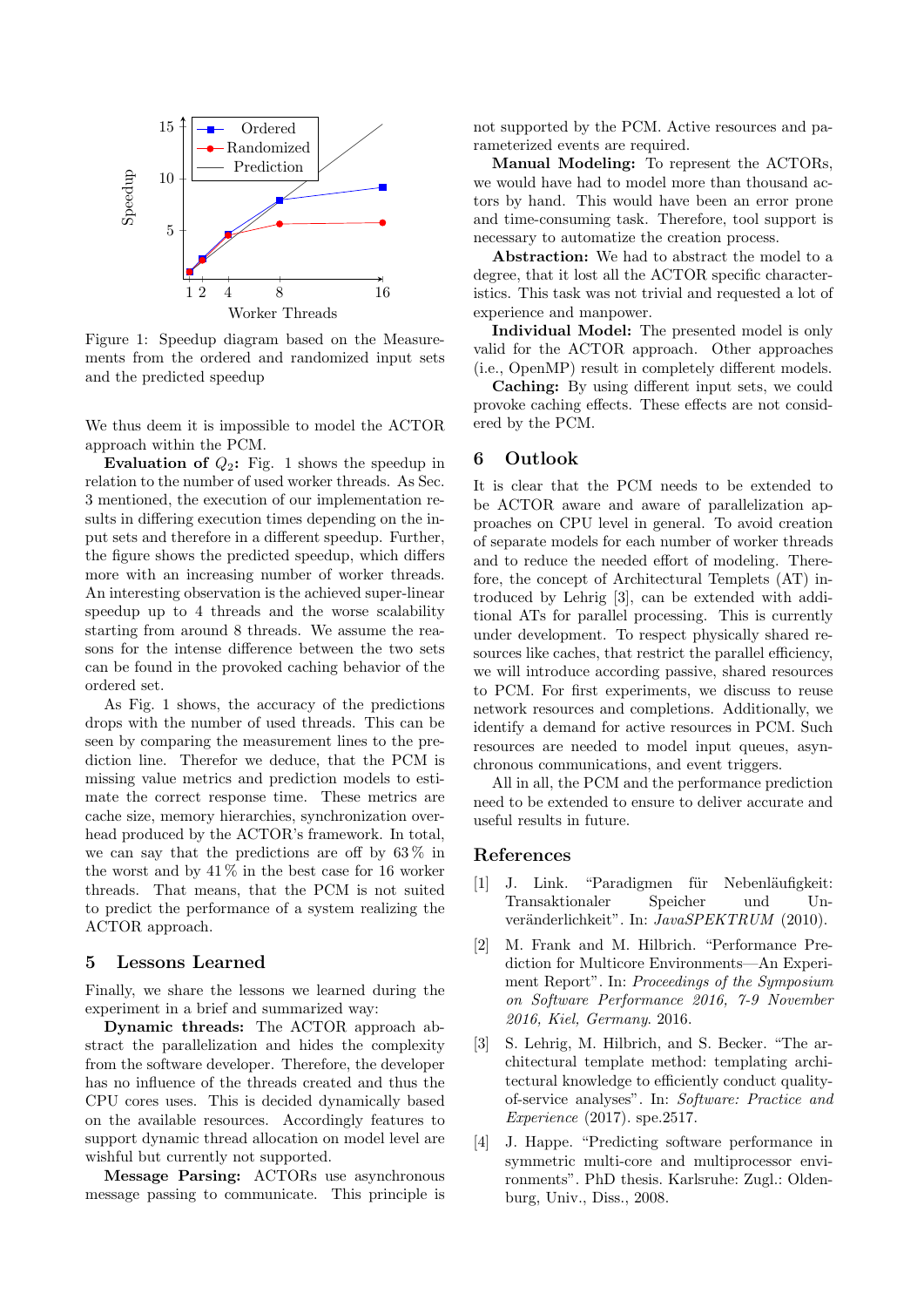15
10
5
Speedup
1 2 4 8 16
Worker Threads
Ordered
Randomized
Prediction

Figure 1: Speedup diagram based on the Measurements from the ordered and randomized input sets and the predicted speedup

We thus deem it is impossible to model the ACTOR approach within the PCM.

**Evaluation of $Q_2$:** Fig. 1 shows the speedup in relation to the number of used worker threads. As Sec. 3 mentioned, the execution of our implementation results in differing execution times depending on the input sets and therefore in a different speedup. Further, the figure shows the predicted speedup, which differs more with an increasing number of worker threads. An interesting observation is the achieved super-linear speedup up to 4 threads and the worse scalability starting from around 8 threads. We assume the reasons for the intense difference between the two sets can be found in the provoked caching behavior of the ordered set.

As Fig. 1 shows, the accuracy of the predictions drops with the number of used threads. This can be seen by comparing the measurement lines to the prediction line. Therefor we deduce, that the PCM is missing value metrics and prediction models to estimate the correct response time. These metrics are cache size, memory hierarchies, synchronization overhead produced by the ACTOR's framework. In total, we can say that the predictions are off by 63 % in the worst and by 41 % in the best case for 16 worker threads. That means, that the PCM is not suited to predict the performance of a system realizing the ACTOR approach.

## 5 Lessons Learned

Finally, we share the lessons we learned during the experiment in a brief and summarized way:

**Dynamic threads:** The ACTOR approach abstract the parallelization and hides the complexity from the software developer. Therefore, the developer has no influence of the threads created and thus the CPU cores uses. This is decided dynamically based on the available resources. Accordingly features to support dynamic thread allocation on model level are wishful but currently not supported.

**Message Parsing:** ACTORs use asynchronous message passing to communicate. This principle is not supported by the PCM. Active resources and parameterized events are required.

**Manual Modeling:** To represent the ACTORs, we would have had to model more than thousand actors by hand. This would have been an error prone and time-consuming task. Therefore, tool support is necessary to automatize the creation process.

**Abstraction:** We had to abstract the model to a degree, that it lost all the ACTOR specific characteristics. This task was not trivial and requested a lot of experience and manpower.

**Individual Model:** The presented model is only valid for the ACTOR approach. Other approaches (i.e., OpenMP) result in completely different models.

**Caching:** By using different input sets, we could provoke caching effects. These effects are not considered by the PCM.

## 6 Outlook

It is clear that the PCM needs to be extended to be ACTOR aware and aware of parallelization approaches on CPU level in general. To avoid creation of separate models for each number of worker threads and to reduce the needed effort of modeling. Therefore, the concept of Architectural Templets (AT) introduced by Lehrig [3], can be extended with additional ATs for parallel processing. This is currently under development. To respect physically shared resources like caches, that restrict the parallel efficiency, we will introduce according passive, shared resources to PCM. For first experiments, we discuss to reuse network resources and completions. Additionally, we identify a demand for active resources in PCM. Such resources are needed to model input queues, asynchronous communications, and event triggers.

All in all, the PCM and the performance prediction need to be extended to ensure to deliver accurate and useful results in future.

## References

[1] J. Link. "Paradigmen für Nebenläufigkeit: Transaktionaler Speicher und Unveränderlichkeit". In: *JavaSPEKTRUM* (2010).

[2] M. Frank and M. Hilbrich. "Performance Prediction for Multicore Environments—An Experiment Report". In: *Proceedings of the Symposium on Software Performance 2016, 7-9 November 2016, Kiel, Germany*. 2016.

[3] S. Lehrig, M. Hilbrich, and S. Becker. "The architectural template method: templating architectural knowledge to efficiently conduct quality-of-service analyses". In: *Software: Practice and Experience* (2017). spe.2517.

[4] J. Happe. "Predicting software performance in symmetric multi-core and multiprocessor environments". PhD thesis. Karlsruhe: Zugl.: Oldenburg, Univ., Diss., 2008.